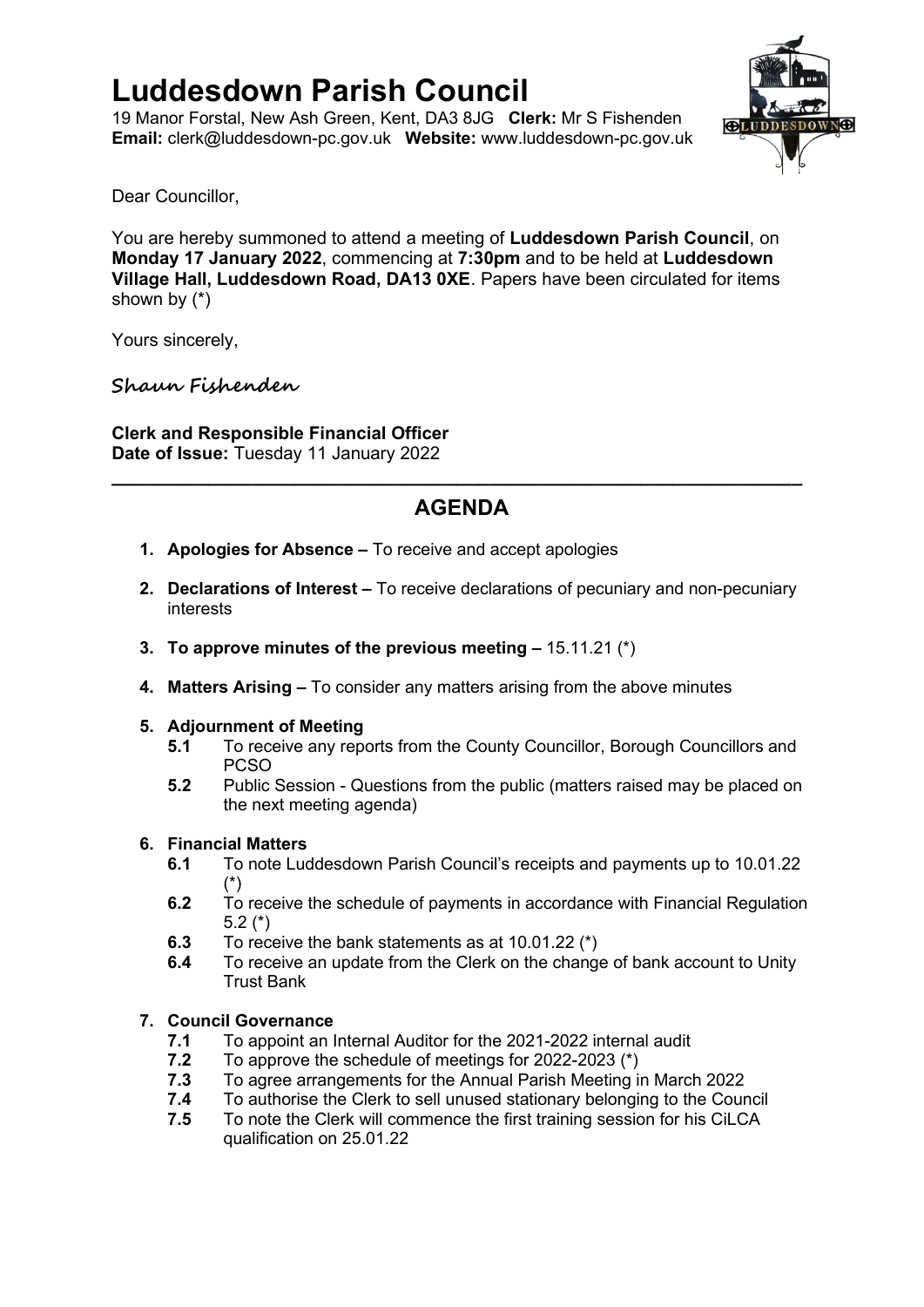# Luddesdown Parish Council

19 Manor Forstal, New Ash Green, Kent, DA3 8JG **Clerk:** Mr S Fishenden
**Email:** clerk@luddesdown-pc.gov.uk **Website:** www.luddesdown-pc.gov.uk

Dear Councillor,

You are hereby summoned to attend a meeting of **Luddesdown Parish Council**, on **Monday 17 January 2022**, commencing at **7:30pm** and to be held at **Luddesdown Village Hall, Luddesdown Road, DA13 0XE**. Papers have been circulated for items shown by (*)

Yours sincerely,

*Shaun Fishenden*

**Clerk and Responsible Financial Officer**
**Date of Issue:** Tuesday 11 January 2022

---

## AGENDA

1. **Apologies for Absence –** To receive and accept apologies

2. **Declarations of Interest –** To receive declarations of pecuniary and non-pecuniary interests

3. **To approve minutes of the previous meeting –** 15.11.21 (*)

4. **Matters Arising –** To consider any matters arising from the above minutes

5. **Adjournment of Meeting**
   - **5.1** To receive any reports from the County Councillor, Borough Councillors and PCSO
   - **5.2** Public Session - Questions from the public (matters raised may be placed on the next meeting agenda)

6. **Financial Matters**
   - **6.1** To note Luddesdown Parish Council's receipts and payments up to 10.01.22 (*)
   - **6.2** To receive the schedule of payments in accordance with Financial Regulation 5.2 (*)
   - **6.3** To receive the bank statements as at 10.01.22 (*)
   - **6.4** To receive an update from the Clerk on the change of bank account to Unity Trust Bank

7. **Council Governance**
   - **7.1** To appoint an Internal Auditor for the 2021-2022 internal audit
   - **7.2** To approve the schedule of meetings for 2022-2023 (*)
   - **7.3** To agree arrangements for the Annual Parish Meeting in March 2022
   - **7.4** To authorise the Clerk to sell unused stationary belonging to the Council
   - **7.5** To note the Clerk will commence the first training session for his CiLCA qualification on 25.01.22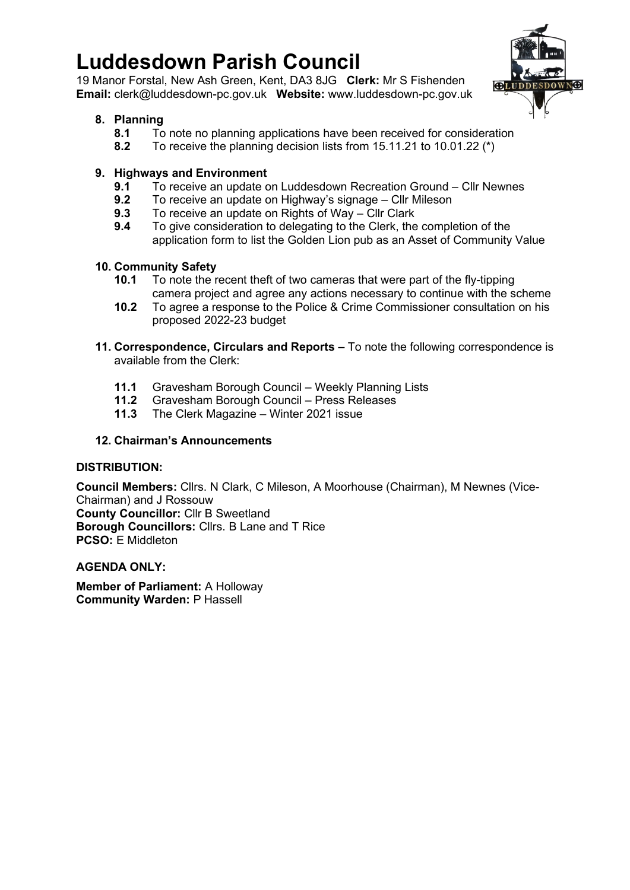# Luddesdown Parish Council

19 Manor Forstal, New Ash Green, Kent, DA3 8JG **Clerk:** Mr S Fishenden
**Email:** clerk@luddesdown-pc.gov.uk **Website:** www.luddesdown-pc.gov.uk

**8. Planning**

- **8.1** To note no planning applications have been received for consideration
- **8.2** To receive the planning decision lists from 15.11.21 to 10.01.22 (*)

**9. Highways and Environment**

- **9.1** To receive an update on Luddesdown Recreation Ground – Cllr Newnes
- **9.2** To receive an update on Highway's signage – Cllr Mileson
- **9.3** To receive an update on Rights of Way – Cllr Clark
- **9.4** To give consideration to delegating to the Clerk, the completion of the application form to list the Golden Lion pub as an Asset of Community Value

**10. Community Safety**

- **10.1** To note the recent theft of two cameras that were part of the fly-tipping camera project and agree any actions necessary to continue with the scheme
- **10.2** To agree a response to the Police & Crime Commissioner consultation on his proposed 2022-23 budget

**11. Correspondence, Circulars and Reports –** To note the following correspondence is available from the Clerk:

- **11.1** Gravesham Borough Council – Weekly Planning Lists
- **11.2** Gravesham Borough Council – Press Releases
- **11.3** The Clerk Magazine – Winter 2021 issue

**12. Chairman's Announcements**

**DISTRIBUTION:**

**Council Members:** Cllrs. N Clark, C Mileson, A Moorhouse (Chairman), M Newnes (Vice-Chairman) and J Rossouw
**County Councillor:** Cllr B Sweetland
**Borough Councillors:** Cllrs. B Lane and T Rice
**PCSO:** E Middleton

**AGENDA ONLY:**

**Member of Parliament:** A Holloway
**Community Warden:** P Hassell